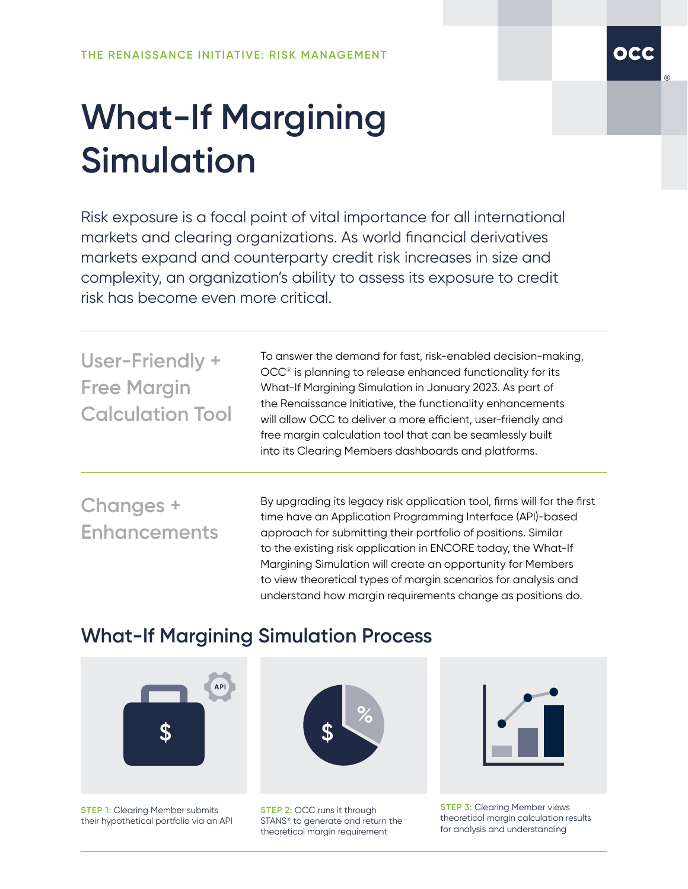THE RENAISSANCE INITIATIVE: RISK MANAGEMENT

# What-If Margining Simulation

Risk exposure is a focal point of vital importance for all international markets and clearing organizations. As world financial derivatives markets expand and counterparty credit risk increases in size and complexity, an organization's ability to assess its exposure to credit risk has become even more critical.

## User-Friendly + Free Margin Calculation Tool

To answer the demand for fast, risk-enabled decision-making, OCC® is planning to release enhanced functionality for its What-If Margining Simulation in January 2023. As part of the Renaissance Initiative, the functionality enhancements will allow OCC to deliver a more efficient, user-friendly and free margin calculation tool that can be seamlessly built into its Clearing Members dashboards and platforms.

## Changes + Enhancements

By upgrading its legacy risk application tool, firms will for the first time have an Application Programming Interface (API)-based approach for submitting their portfolio of positions. Similar to the existing risk application in ENCORE today, the What-If Margining Simulation will create an opportunity for Members to view theoretical types of margin scenarios for analysis and understand how margin requirements change as positions do.

## What-If Margining Simulation Process

**STEP 1:** Clearing Member submits their hypothetical portfolio via an API

**STEP 2:** OCC runs it through STANS® to generate and return the theoretical margin requirement

**STEP 3:** Clearing Member views theoretical margin calculation results for analysis and understanding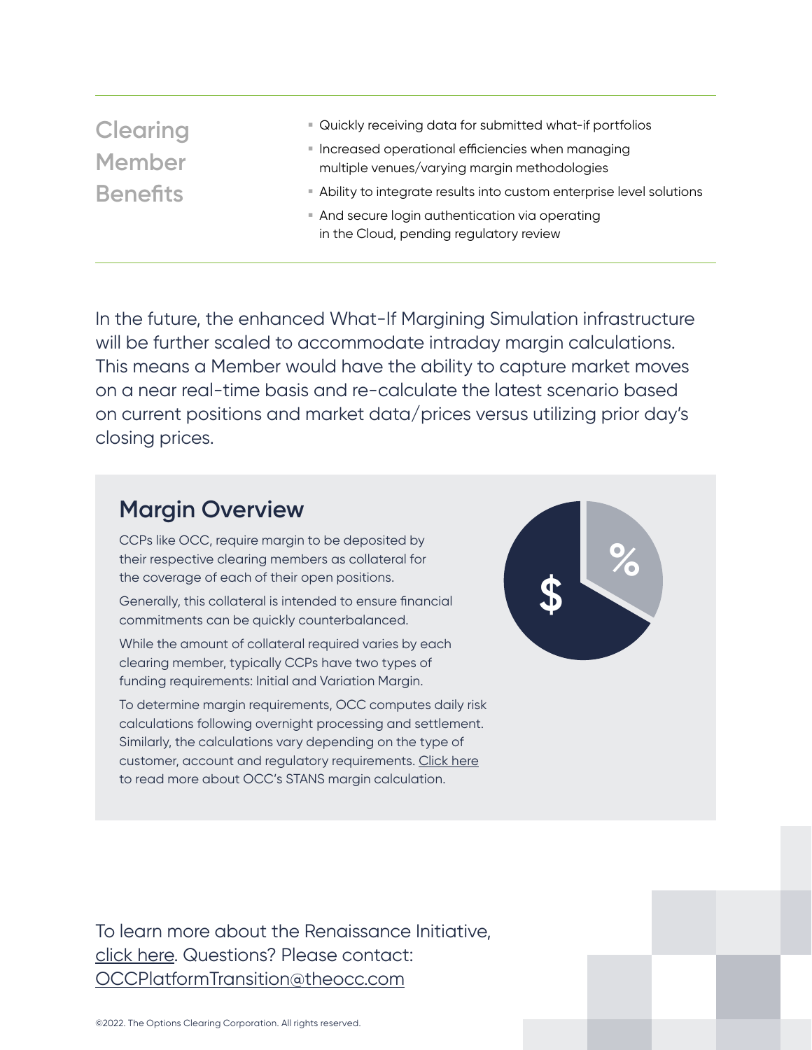## Clearing Member Benefits

- Quickly receiving data for submitted what-if portfolios
- Increased operational efficiencies when managing multiple venues/varying margin methodologies
- Ability to integrate results into custom enterprise level solutions
- And secure login authentication via operating in the Cloud, pending regulatory review

In the future, the enhanced What-If Margining Simulation infrastructure will be further scaled to accommodate intraday margin calculations. This means a Member would have the ability to capture market moves on a near real-time basis and re-calculate the latest scenario based on current positions and market data/prices versus utilizing prior day's closing prices.

## Margin Overview

CCPs like OCC, require margin to be deposited by their respective clearing members as collateral for the coverage of each of their open positions.

Generally, this collateral is intended to ensure financial commitments can be quickly counterbalanced.

While the amount of collateral required varies by each clearing member, typically CCPs have two types of funding requirements: Initial and Variation Margin.

To determine margin requirements, OCC computes daily risk calculations following overnight processing and settlement. Similarly, the calculations vary depending on the type of customer, account and regulatory requirements. Click here to read more about OCC's STANS margin calculation.

To learn more about the Renaissance Initiative, click here. Questions? Please contact: OCCPlatformTransition@theocc.com

©2022. The Options Clearing Corporation. All rights reserved.